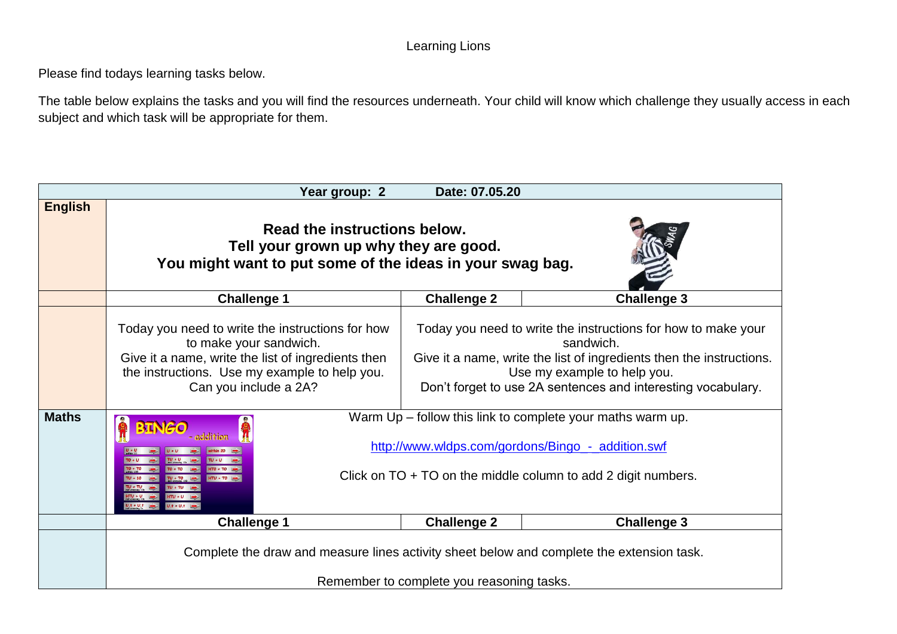Learning Lions

Please find todays learning tasks below.

The table below explains the tasks and you will find the resources underneath. Your child will know which challenge they usually access in each subject and which task will be appropriate for them.

| | Year group: 2 | Date: 07.05.20 | |
|---|---|---|---|
| **English** | **Read the instructions below. Tell your grown up why they are good. You might want to put some of the ideas in your swag bag.** | | |
| | **Challenge 1** | **Challenge 2** | **Challenge 3** |
| | Today you need to write the instructions for how to make your sandwich. Give it a name, write the list of ingredients then the instructions. Use my example to help you. Can you include a 2A? | Today you need to write the instructions for how to make your sandwich. Give it a name, write the list of ingredients then the instructions. Use my example to help you. Don't forget to use 2A sentences and interesting vocabulary. | |
| **Maths** | Warm Up – follow this link to complete your maths warm up. [http://www.wldps.com/gordons/Bingo_-_addition.swf](http://www.wldps.com/gordons/Bingo_-_addition.swf) Click on TO + TO on the middle column to add 2 digit numbers. | | |
| | **Challenge 1** | **Challenge 2** | **Challenge 3** |
| | Complete the draw and measure lines activity sheet below and complete the extension task. Remember to complete you reasoning tasks. | | |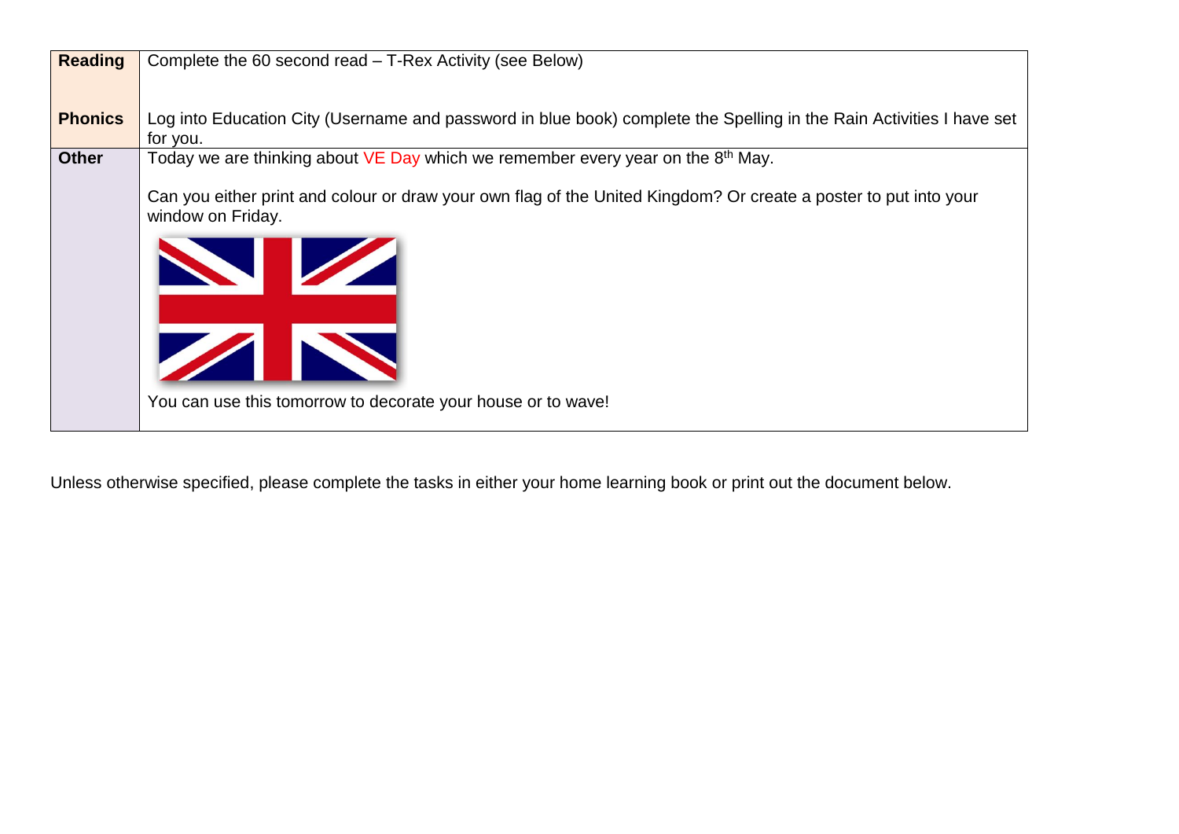| **Reading** | Complete the 60 second read – T-Rex Activity (see Below) |
|---|---|
| **Phonics** | Log into Education City (Username and password in blue book) complete the Spelling in the Rain Activities I have set for you. |
| **Other** | Today we are thinking about VE Day which we remember every year on the 8th May.<br><br>Can you either print and colour or draw your own flag of the United Kingdom? Or create a poster to put into your window on Friday.<br><br>You can use this tomorrow to decorate your house or to wave! |

Unless otherwise specified, please complete the tasks in either your home learning book or print out the document below.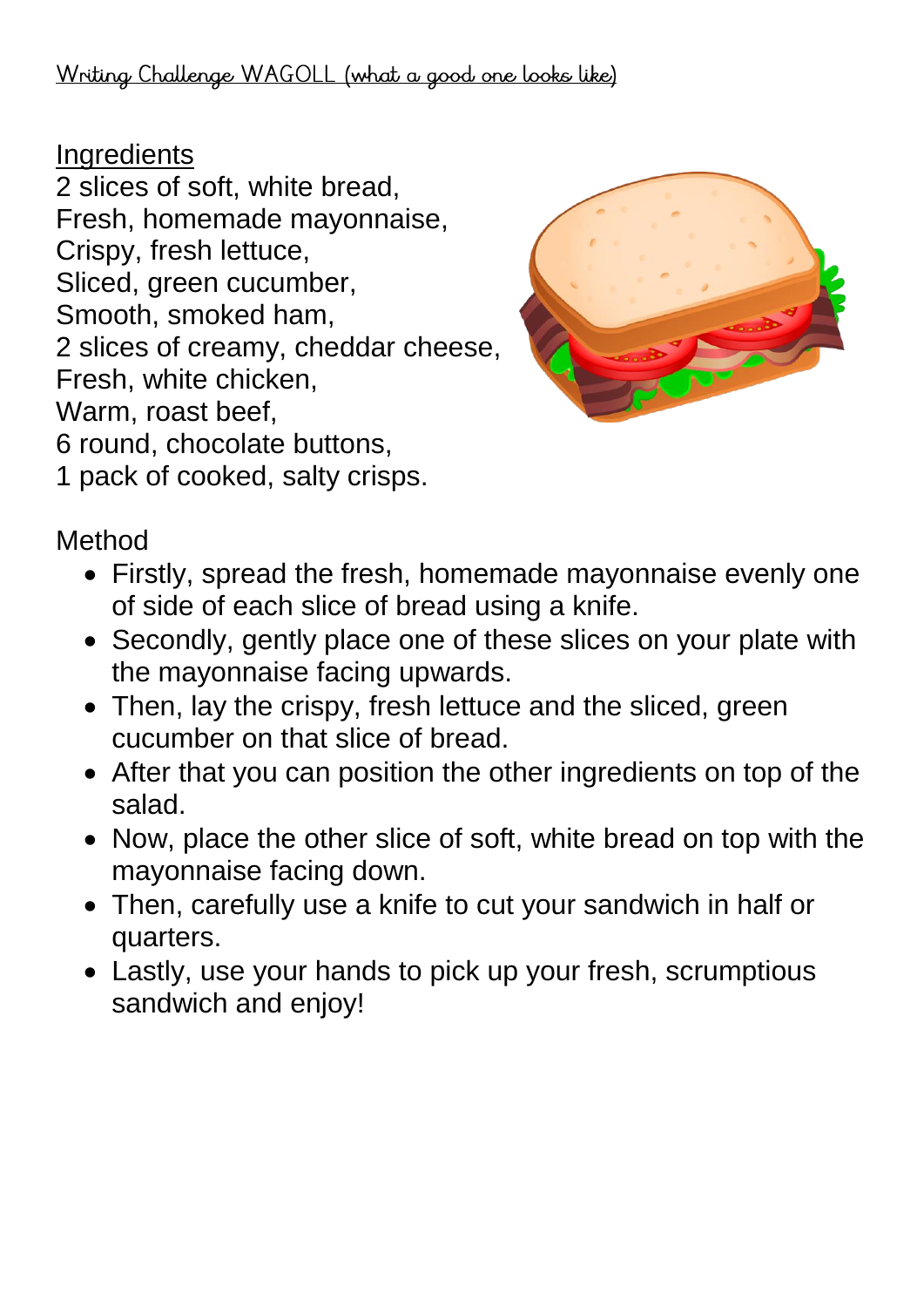Writing Challenge WAGOLL (what a good one looks like)

Ingredients

2 slices of soft, white bread,
Fresh, homemade mayonnaise,
Crispy, fresh lettuce,
Sliced, green cucumber,
Smooth, smoked ham,
2 slices of creamy, cheddar cheese,
Fresh, white chicken,
Warm, roast beef,
6 round, chocolate buttons,
1 pack of cooked, salty crisps.

Method

- Firstly, spread the fresh, homemade mayonnaise evenly one of side of each slice of bread using a knife.
- Secondly, gently place one of these slices on your plate with the mayonnaise facing upwards.
- Then, lay the crispy, fresh lettuce and the sliced, green cucumber on that slice of bread.
- After that you can position the other ingredients on top of the salad.
- Now, place the other slice of soft, white bread on top with the mayonnaise facing down.
- Then, carefully use a knife to cut your sandwich in half or quarters.
- Lastly, use your hands to pick up your fresh, scrumptious sandwich and enjoy!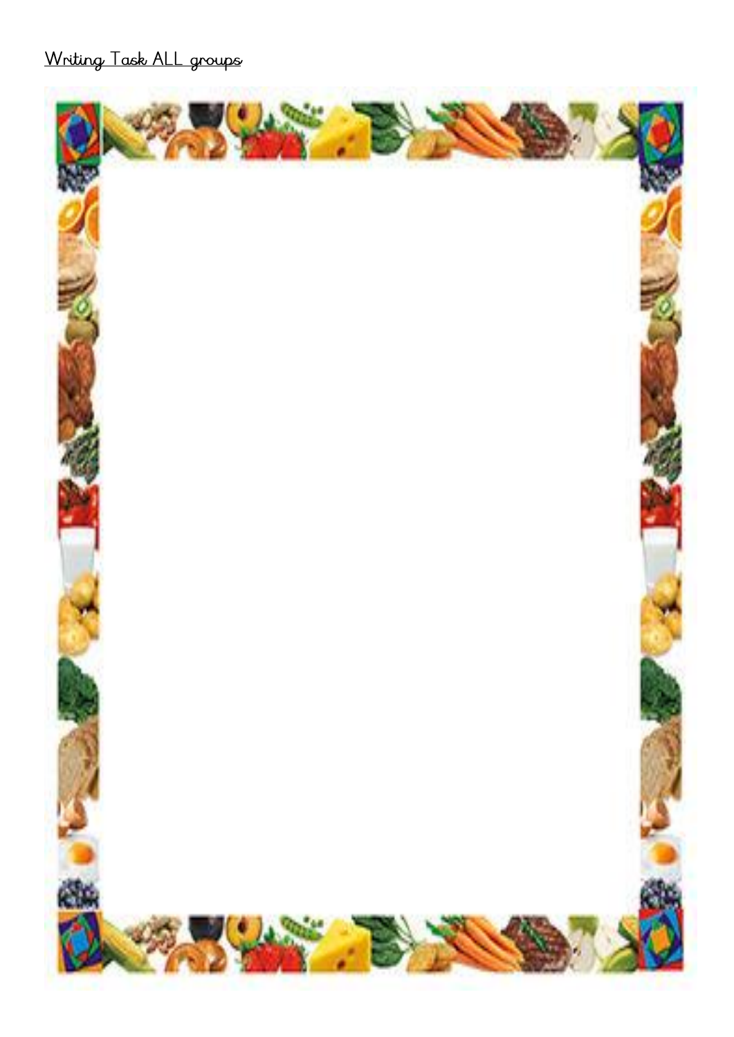<u>Writing Task ALL groups</u>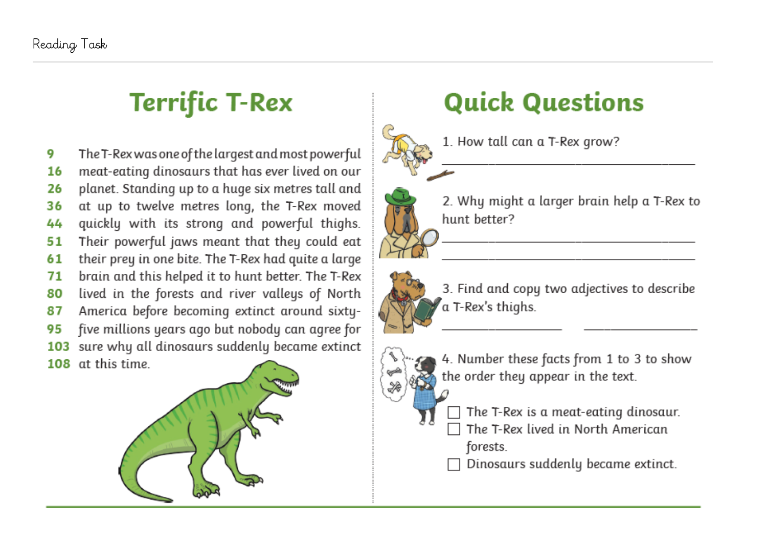Reading Task

# Terrific T-Rex

9 The T-Rex was one of the largest and most powerful
16 meat-eating dinosaurs that has ever lived on our
26 planet. Standing up to a huge six metres tall and
36 at up to twelve metres long, the T-Rex moved
44 quickly with its strong and powerful thighs.
51 Their powerful jaws meant that they could eat
61 their prey in one bite. The T-Rex had quite a large
71 brain and this helped it to hunt better. The T-Rex
80 lived in the forests and river valleys of North
87 America before becoming extinct around sixty-
95 five millions years ago but nobody can agree for
103 sure why all dinosaurs suddenly became extinct
108 at this time.

# Quick Questions

1. How tall can a T-Rex grow?

______________________________

2. Why might a larger brain help a T-Rex to hunt better?

______________________________

______________________________

3. Find and copy two adjectives to describe a T-Rex's thighs.

______________ ______________

4. Number these facts from 1 to 3 to show the order they appear in the text.

- ☐ The T-Rex is a meat-eating dinosaur.
- ☐ The T-Rex lived in North American forests.
- ☐ Dinosaurs suddenly became extinct.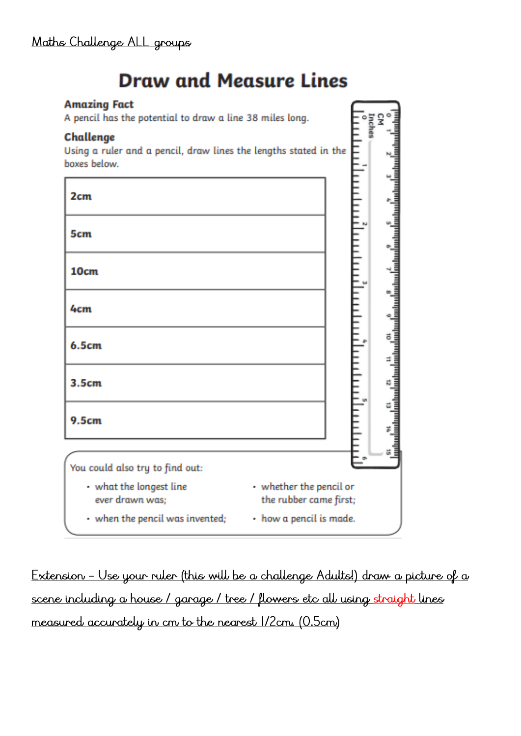Maths Challenge ALL groups

# Draw and Measure Lines

**Amazing Fact**

A pencil has the potential to draw a line 38 miles long.

**Challenge**

Using a ruler and a pencil, draw lines the lengths stated in the boxes below.

| |
|---|
| **2cm** |
| **5cm** |
| **10cm** |
| **4cm** |
| **6.5cm** |
| **3.5cm** |
| **9.5cm** |

You could also try to find out:

- what the longest line ever drawn was;
- when the pencil was invented;
- whether the pencil or the rubber came first;
- how a pencil is made.

Extension – Use your ruler (this will be a challenge Adults!) draw a picture of a scene including a house / garage / tree / flowers etc all using straight lines measured accurately in cm to the nearest 1/2cm. (0.5cm)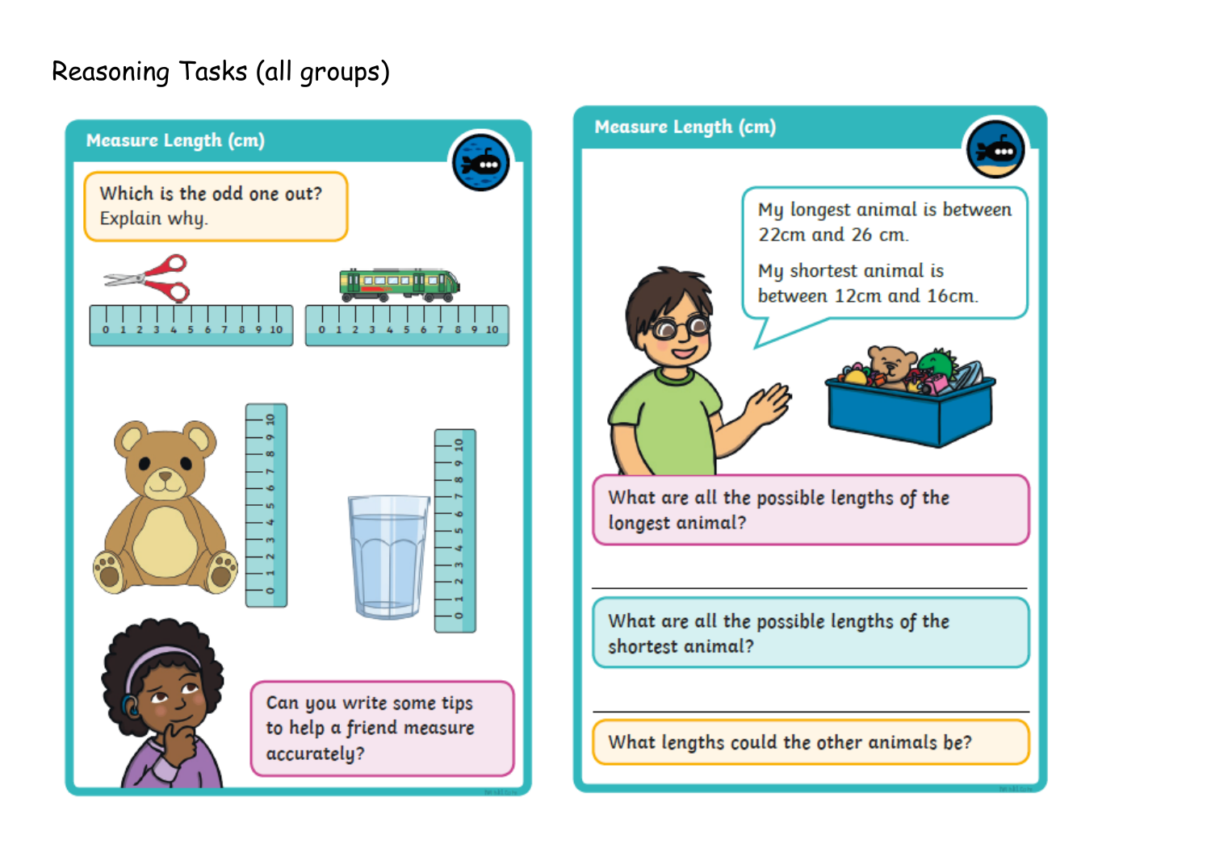# Reasoning Tasks (all groups)

## Measure Length (cm)

Which is the odd one out? Explain why.

Can you write some tips to help a friend measure accurately?

## Measure Length (cm)

My longest animal is between 22cm and 26 cm.

My shortest animal is between 12cm and 16cm.

What are all the possible lengths of the longest animal?

What are all the possible lengths of the shortest animal?

What lengths could the other animals be?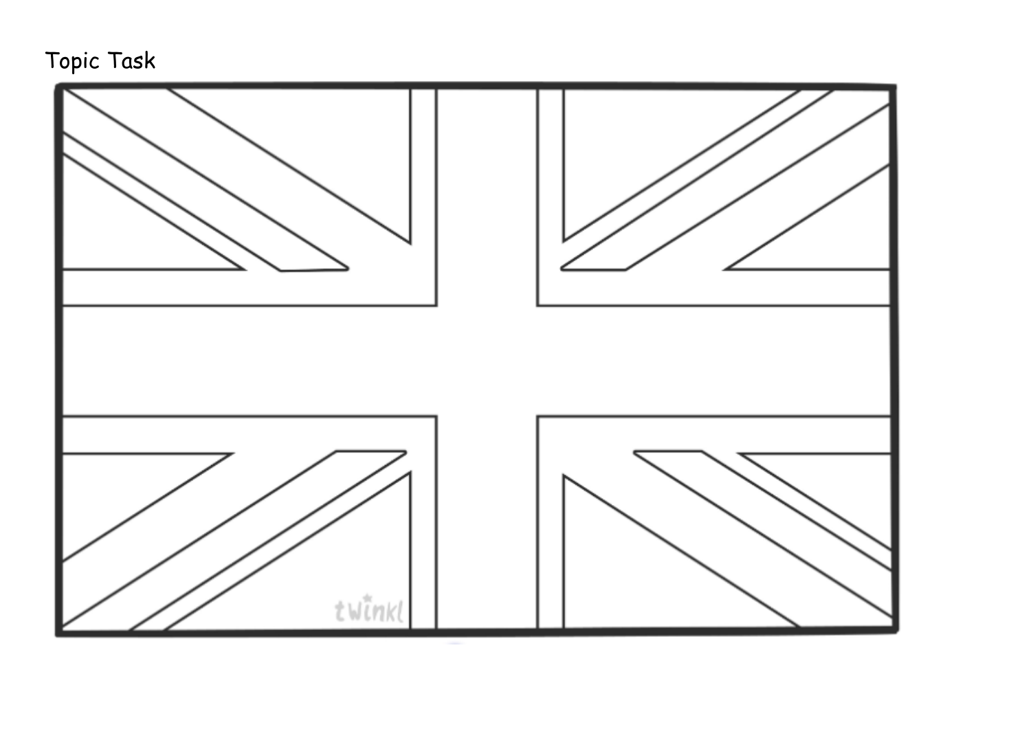Topic Task

twinkl